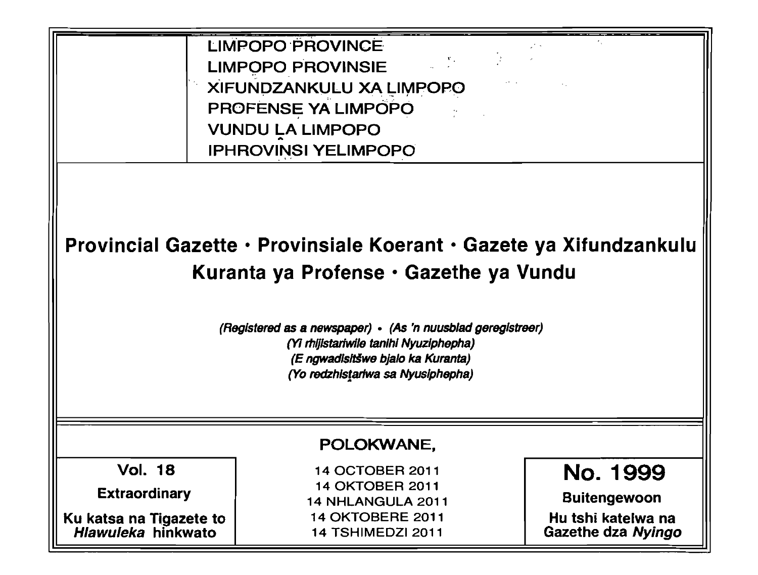LIMPOPO PROVINCE
LIMPOPO PROVINSIE
XIFUNDZANKULU XA LIMPOPO
PROFENSE YA LIMPOPO
VUNDU ḼA LIMPOPO
IPHROVINSI YELIMPOPO

# Provincial Gazette • Provinsiale Koerant • Gazete ya Xifundzankulu
# Kuranta ya Profense • Gazethe ya Vundu

*(Registered as a newspaper) • (As 'n nuusblad geregistreer)*
*(Yi rhijistariwile tanihi Nyuziphepha)*
*(E ngwadisitšwe bjalo ka Kuranta)*
*(Yo redzhisṱariwa sa Nyusiphepha)*

POLOKWANE,

| Vol. 18 | 14 OCTOBER 2011 | No. 1999 |
| --- | --- | --- |
| **Extraordinary** | 14 OKTOBER 2011 | **Buitengewoon** |
| **Ku katsa na Tigazete to *Hlawuleka* hinkwato** | 14 NHLANGULA 2011<br>14 OKTOBERE 2011<br>14 TSHIMEDZI 2011 | **Hu tshi katelwa na Gazethe dza *Nyingo*** |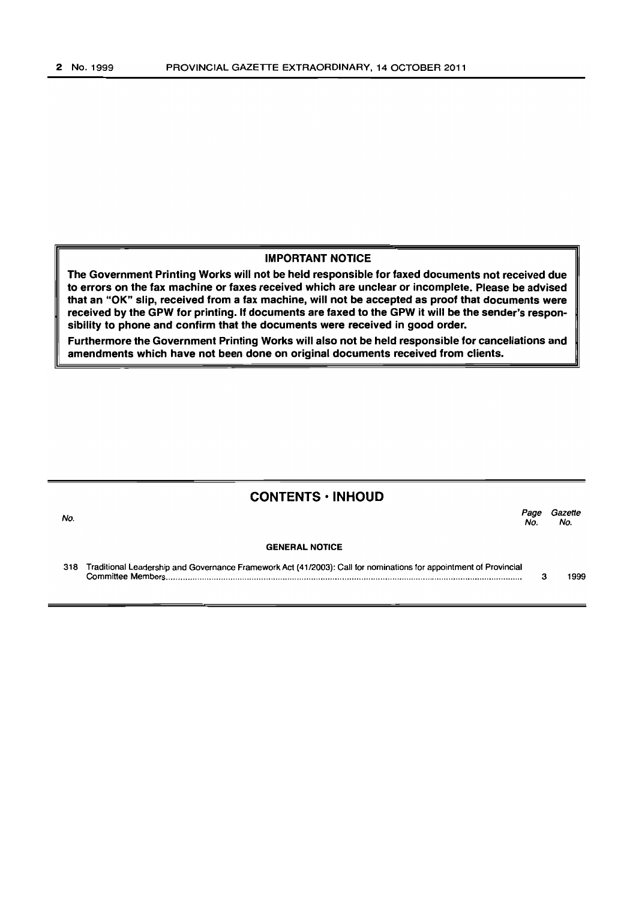**IMPORTANT NOTICE**

**The Government Printing Works will not be held responsible for faxed documents not received due to errors on the fax machine or faxes received which are unclear or incomplete. Please be advised that an "OK" slip, received from a fax machine, will not be accepted as proof that documents were received by the GPW for printing. If documents are faxed to the GPW it will be the sender's responsibility to phone and confirm that the documents were received in good order.**

**Furthermore the Government Printing Works will also not be held responsible for cancellations and amendments which have not been done on original documents received from clients.**

## CONTENTS · INHOUD

| No. | | Page No. | Gazette No. |
|---|---|---|---|
| | **GENERAL NOTICE** | | |
| 318 | Traditional Leadership and Governance Framework Act (41/2003): Call for nominations for appointment of Provincial Committee Members | 3 | 1999 |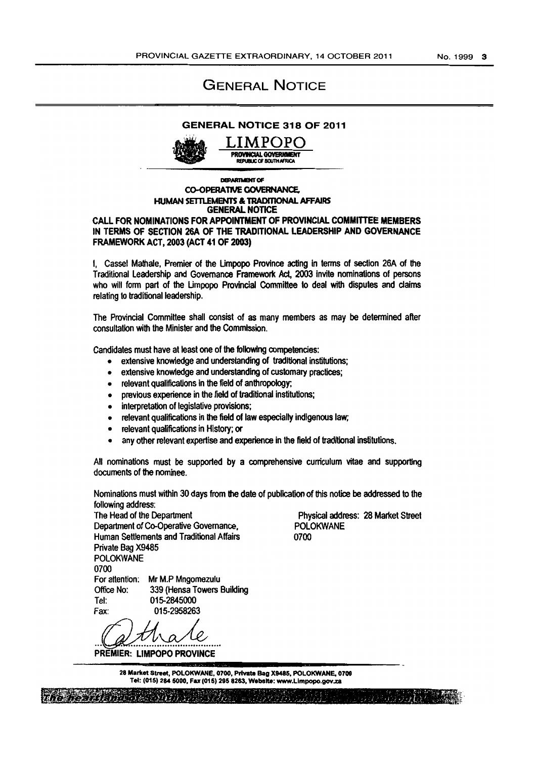# GENERAL NOTICE

## GENERAL NOTICE 318 OF 2011

**LIMPOPO**
**PROVINCIAL GOVERNMENT**
**REPUBLIC OF SOUTH AFRICA**

**DEPARTMENT OF**
**CO-OPERATIVE GOVERNANCE,**
**HUMAN SETTLEMENTS & TRADITIONAL AFFAIRS**
**GENERAL NOTICE**

**CALL FOR NOMINATIONS FOR APPOINTMENT OF PROVINCIAL COMMITTEE MEMBERS IN TERMS OF SECTION 26A OF THE TRADITIONAL LEADERSHIP AND GOVERNANCE FRAMEWORK ACT, 2003 (ACT 41 OF 2003)**

I, Cassel Mathale, Premier of the Limpopo Province acting in terms of section 26A of the Traditional Leadership and Governance Framework Act, 2003 invite nominations of persons who will form part of the Limpopo Provincial Committee to deal with disputes and claims relating to traditional leadership.

The Provincial Committee shall consist of as many members as may be determined after consultation with the Minister and the Commission.

Candidates must have at least one of the following competencies:

- extensive knowledge and understanding of traditional institutions;
- extensive knowledge and understanding of customary practices;
- relevant qualifications in the field of anthropology;
- previous experience in the field of traditional institutions;
- interpretation of legislative provisions;
- relevant qualifications in the field of law especially indigenous law;
- relevant qualifications in History; or
- any other relevant expertise and experience in the field of traditional institutions.

All nominations must be supported by a comprehensive curriculum vitae and supporting documents of the nominee.

Nominations must within 30 days from the date of publication of this notice be addressed to the following address:

The Head of the Department
Department of Co-Operative Governance,
Human Settlements and Traditional Affairs
Private Bag X9485
POLOKWANE
0700

Physical address: 28 Market Street
POLOKWANE
0700

For attention: Mr M.P Mngomezulu
Office No: 339 (Hensa Towers Building
Tel: 015-2845000
Fax: 015-2958263

**PREMIER: LIMPOPO PROVINCE**

28 Market Street, POLOKWANE, 0700, Private Bag X9485, POLOKWANE, 0700
Tel: (015) 284 5000, Fax (015) 295 8263, Website: www.Limpopo.gov.za